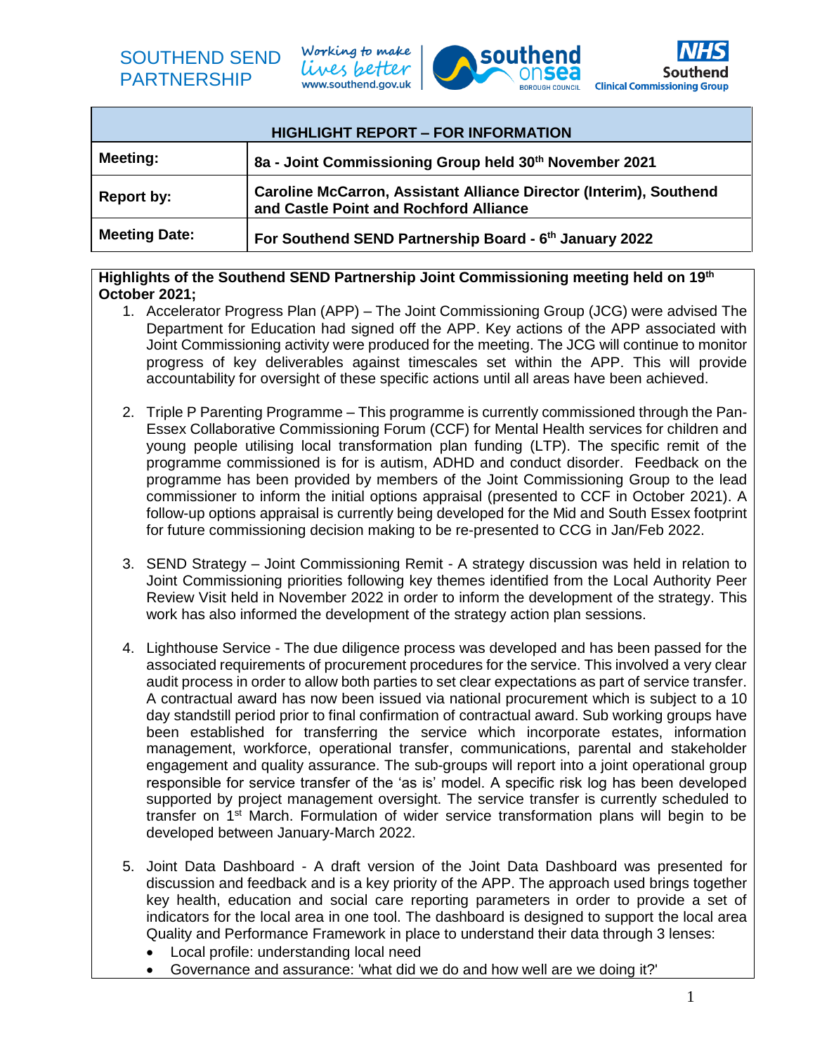SOUTHEND SEND PARTNERSHIP

Working to make lives better www.southend.gov.uk

southend onsea BOROUGH COUNCIL

NHS Southend Clinical Commissioning Group

| HIGHLIGHT REPORT – FOR INFORMATION | |
|---|---|
| **Meeting:** | **8a - Joint Commissioning Group held 30th November 2021** |
| **Report by:** | **Caroline McCarron, Assistant Alliance Director (Interim), Southend and Castle Point and Rochford Alliance** |
| **Meeting Date:** | **For Southend SEND Partnership Board - 6th January 2022** |

**Highlights of the Southend SEND Partnership Joint Commissioning meeting held on 19th October 2021;**

1. Accelerator Progress Plan (APP) – The Joint Commissioning Group (JCG) were advised The Department for Education had signed off the APP. Key actions of the APP associated with Joint Commissioning activity were produced for the meeting. The JCG will continue to monitor progress of key deliverables against timescales set within the APP. This will provide accountability for oversight of these specific actions until all areas have been achieved.

2. Triple P Parenting Programme – This programme is currently commissioned through the Pan-Essex Collaborative Commissioning Forum (CCF) for Mental Health services for children and young people utilising local transformation plan funding (LTP). The specific remit of the programme commissioned is for is autism, ADHD and conduct disorder. Feedback on the programme has been provided by members of the Joint Commissioning Group to the lead commissioner to inform the initial options appraisal (presented to CCF in October 2021). A follow-up options appraisal is currently being developed for the Mid and South Essex footprint for future commissioning decision making to be re-presented to CCG in Jan/Feb 2022.

3. SEND Strategy – Joint Commissioning Remit - A strategy discussion was held in relation to Joint Commissioning priorities following key themes identified from the Local Authority Peer Review Visit held in November 2022 in order to inform the development of the strategy. This work has also informed the development of the strategy action plan sessions.

4. Lighthouse Service - The due diligence process was developed and has been passed for the associated requirements of procurement procedures for the service. This involved a very clear audit process in order to allow both parties to set clear expectations as part of service transfer. A contractual award has now been issued via national procurement which is subject to a 10 day standstill period prior to final confirmation of contractual award. Sub working groups have been established for transferring the service which incorporate estates, information management, workforce, operational transfer, communications, parental and stakeholder engagement and quality assurance. The sub-groups will report into a joint operational group responsible for service transfer of the 'as is' model. A specific risk log has been developed supported by project management oversight. The service transfer is currently scheduled to transfer on 1st March. Formulation of wider service transformation plans will begin to be developed between January-March 2022.

5. Joint Data Dashboard - A draft version of the Joint Data Dashboard was presented for discussion and feedback and is a key priority of the APP. The approach used brings together key health, education and social care reporting parameters in order to provide a set of indicators for the local area in one tool. The dashboard is designed to support the local area Quality and Performance Framework in place to understand their data through 3 lenses:
   - Local profile: understanding local need
   - Governance and assurance: 'what did we do and how well are we doing it?'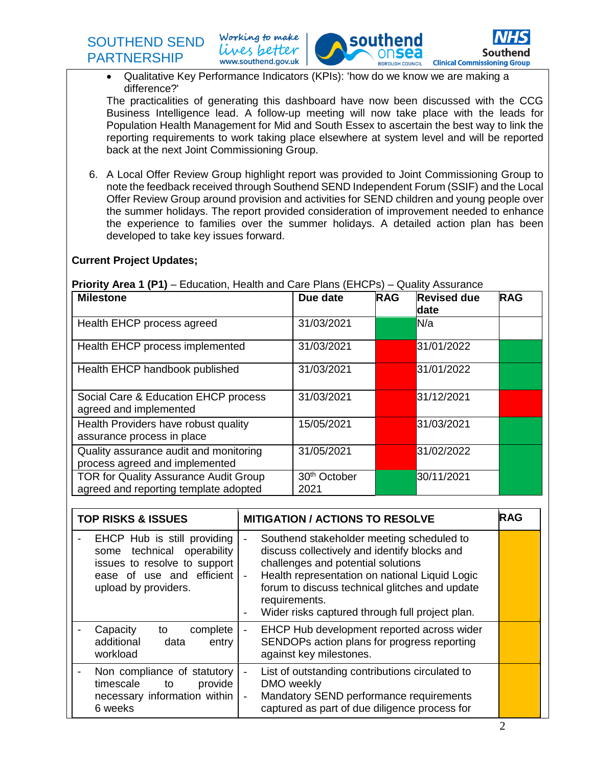- Qualitative Key Performance Indicators (KPIs): 'how do we know we are making a difference?'

The practicalities of generating this dashboard have now been discussed with the CCG Business Intelligence lead. A follow-up meeting will now take place with the leads for Population Health Management for Mid and South Essex to ascertain the best way to link the reporting requirements to work taking place elsewhere at system level and will be reported back at the next Joint Commissioning Group.

6. A Local Offer Review Group highlight report was provided to Joint Commissioning Group to note the feedback received through Southend SEND Independent Forum (SSIF) and the Local Offer Review Group around provision and activities for SEND children and young people over the summer holidays. The report provided consideration of improvement needed to enhance the experience to families over the summer holidays. A detailed action plan has been developed to take key issues forward.

**Current Project Updates;**

**Priority Area 1 (P1)** – Education, Health and Care Plans (EHCPs) – Quality Assurance

| Milestone | Due date | RAG | Revised due date | RAG |
|---|---|---|---|---|
| Health EHCP process agreed | 31/03/2021 | Green | N/a | |
| Health EHCP process implemented | 31/03/2021 | Red | 31/01/2022 | Green |
| Health EHCP handbook published | 31/03/2021 | Red | 31/01/2022 | Green |
| Social Care & Education EHCP process agreed and implemented | 31/03/2021 | Red | 31/12/2021 | Red |
| Health Providers have robust quality assurance process in place | 15/05/2021 | Red | 31/03/2021 | Green |
| Quality assurance audit and monitoring process agreed and implemented | 31/05/2021 | Red | 31/02/2022 | Green |
| TOR for Quality Assurance Audit Group agreed and reporting template adopted | 30th October 2021 | Green | 30/11/2021 | Green |

| TOP RISKS & ISSUES | MITIGATION / ACTIONS TO RESOLVE | RAG |
|---|---|---|
| - EHCP Hub is still providing some technical operability issues to resolve to support ease of use and efficient upload by providers. | - Southend stakeholder meeting scheduled to discuss collectively and identify blocks and challenges and potential solutions<br>- Health representation on national Liquid Logic forum to discuss technical glitches and update requirements.<br>- Wider risks captured through full project plan. | Amber |
| - Capacity to complete additional data entry workload | - EHCP Hub development reported across wider SENDOPs action plans for progress reporting against key milestones. | Amber |
| - Non compliance of statutory timescale to provide necessary information within 6 weeks | - List of outstanding contributions circulated to DMO weekly<br>- Mandatory SEND performance requirements captured as part of due diligence process for | Amber |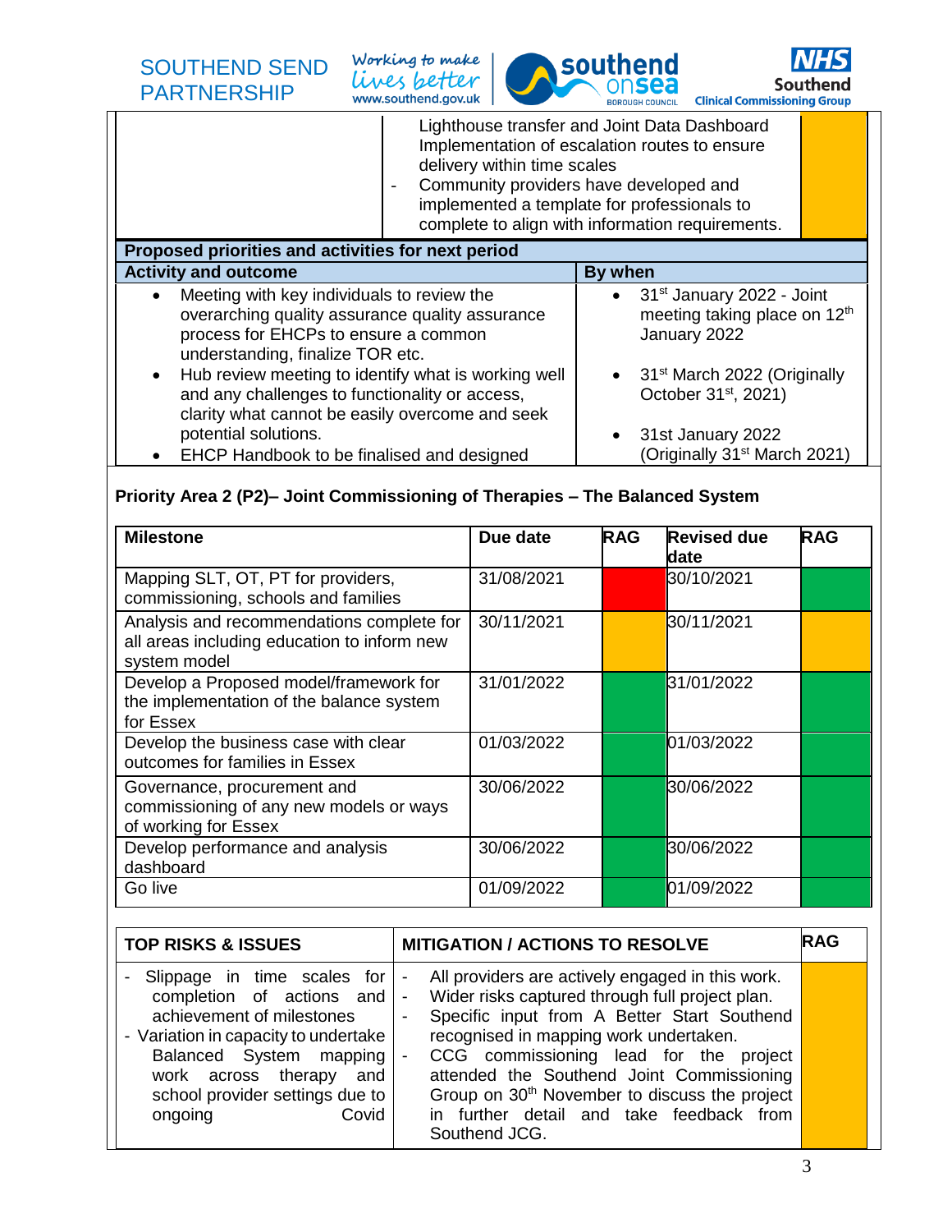| | | |
|---|---|---|
| | Lighthouse transfer and Joint Data Dashboard Implementation of escalation routes to ensure delivery within time scales<br>- Community providers have developed and implemented a template for professionals to complete to align with information requirements. | |

| Proposed priorities and activities for next period | |
|---|---|
| **Activity and outcome** | **By when** |
| • Meeting with key individuals to review the overarching quality assurance quality assurance process for EHCPs to ensure a common understanding, finalize TOR etc. | • 31st January 2022 - Joint meeting taking place on 12th January 2022 |
| • Hub review meeting to identify what is working well and any challenges to functionality or access, clarity what cannot be easily overcome and seek potential solutions. | • 31st March 2022 (Originally October 31st, 2021) |
| • EHCP Handbook to be finalised and designed | • 31st January 2022 (Originally 31st March 2021) |

**Priority Area 2 (P2)– Joint Commissioning of Therapies – The Balanced System**

| Milestone | Due date | RAG | Revised due date | RAG |
|---|---|---|---|---|
| Mapping SLT, OT, PT for providers, commissioning, schools and families | 31/08/2021 | | 30/10/2021 | |
| Analysis and recommendations complete for all areas including education to inform new system model | 30/11/2021 | | 30/11/2021 | |
| Develop a Proposed model/framework for the implementation of the balance system for Essex | 31/01/2022 | | 31/01/2022 | |
| Develop the business case with clear outcomes for families in Essex | 01/03/2022 | | 01/03/2022 | |
| Governance, procurement and commissioning of any new models or ways of working for Essex | 30/06/2022 | | 30/06/2022 | |
| Develop performance and analysis dashboard | 30/06/2022 | | 30/06/2022 | |
| Go live | 01/09/2022 | | 01/09/2022 | |

| TOP RISKS & ISSUES | MITIGATION / ACTIONS TO RESOLVE | RAG |
|---|---|---|
| - Slippage in time scales for completion of actions and achievement of milestones<br>- Variation in capacity to undertake Balanced System mapping work across therapy and school provider settings due to ongoing Covid | - All providers are actively engaged in this work.<br>- Wider risks captured through full project plan.<br>- Specific input from A Better Start Southend recognised in mapping work undertaken.<br>- CCG commissioning lead for the project attended the Southend Joint Commissioning Group on 30th November to discuss the project in further detail and take feedback from Southend JCG. | |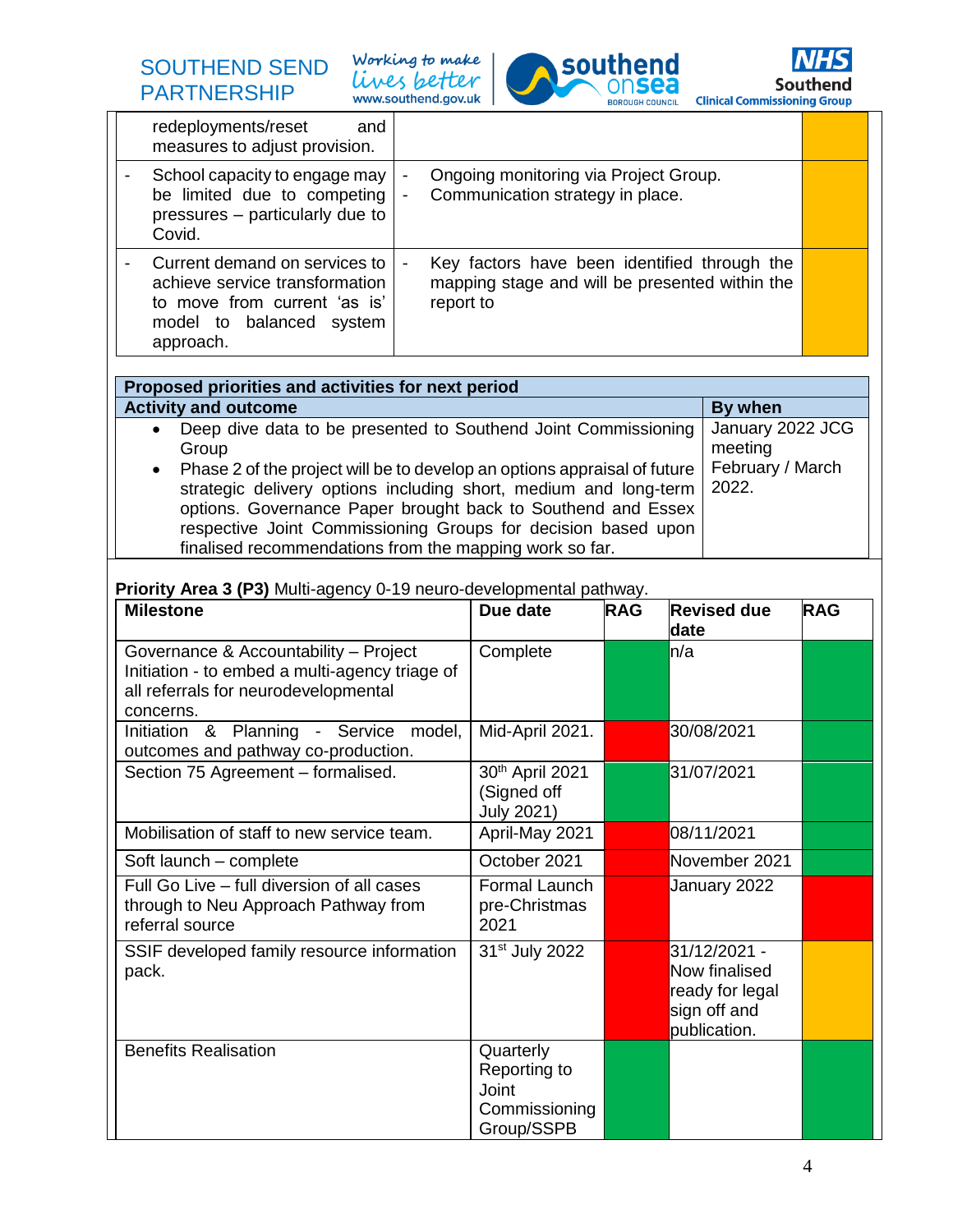| | | |
|---|---|---|
| redeployments/reset and measures to adjust provision. | | |
| - School capacity to engage may be limited due to competing pressures – particularly due to Covid. | - Ongoing monitoring via Project Group.<br>- Communication strategy in place. | |
| - Current demand on services to achieve service transformation to move from current 'as is' model to balanced system approach. | - Key factors have been identified through the mapping stage and will be presented within the report to | |

| Proposed priorities and activities for next period | |
|---|---|
| **Activity and outcome** | **By when** |
| • Deep dive data to be presented to Southend Joint Commissioning Group<br>• Phase 2 of the project will be to develop an options appraisal of future strategic delivery options including short, medium and long-term options. Governance Paper brought back to Southend and Essex respective Joint Commissioning Groups for decision based upon finalised recommendations from the mapping work so far. | January 2022 JCG meeting<br>February / March 2022. |

**Priority Area 3 (P3)** Multi-agency 0-19 neuro-developmental pathway.

| Milestone | Due date | RAG | Revised due date | RAG |
|---|---|---|---|---|
| Governance & Accountability – Project Initiation - to embed a multi-agency triage of all referrals for neurodevelopmental concerns. | Complete | | n/a | |
| Initiation & Planning - Service model, outcomes and pathway co-production. | Mid-April 2021. | | 30/08/2021 | |
| Section 75 Agreement – formalised. | 30th April 2021 (Signed off July 2021) | | 31/07/2021 | |
| Mobilisation of staff to new service team. | April-May 2021 | | 08/11/2021 | |
| Soft launch – complete | October 2021 | | November 2021 | |
| Full Go Live – full diversion of all cases through to Neu Approach Pathway from referral source | Formal Launch pre-Christmas 2021 | | January 2022 | |
| SSIF developed family resource information pack. | 31st July 2022 | | 31/12/2021 - Now finalised ready for legal sign off and publication. | |
| Benefits Realisation | Quarterly Reporting to Joint Commissioning Group/SSPB | | | |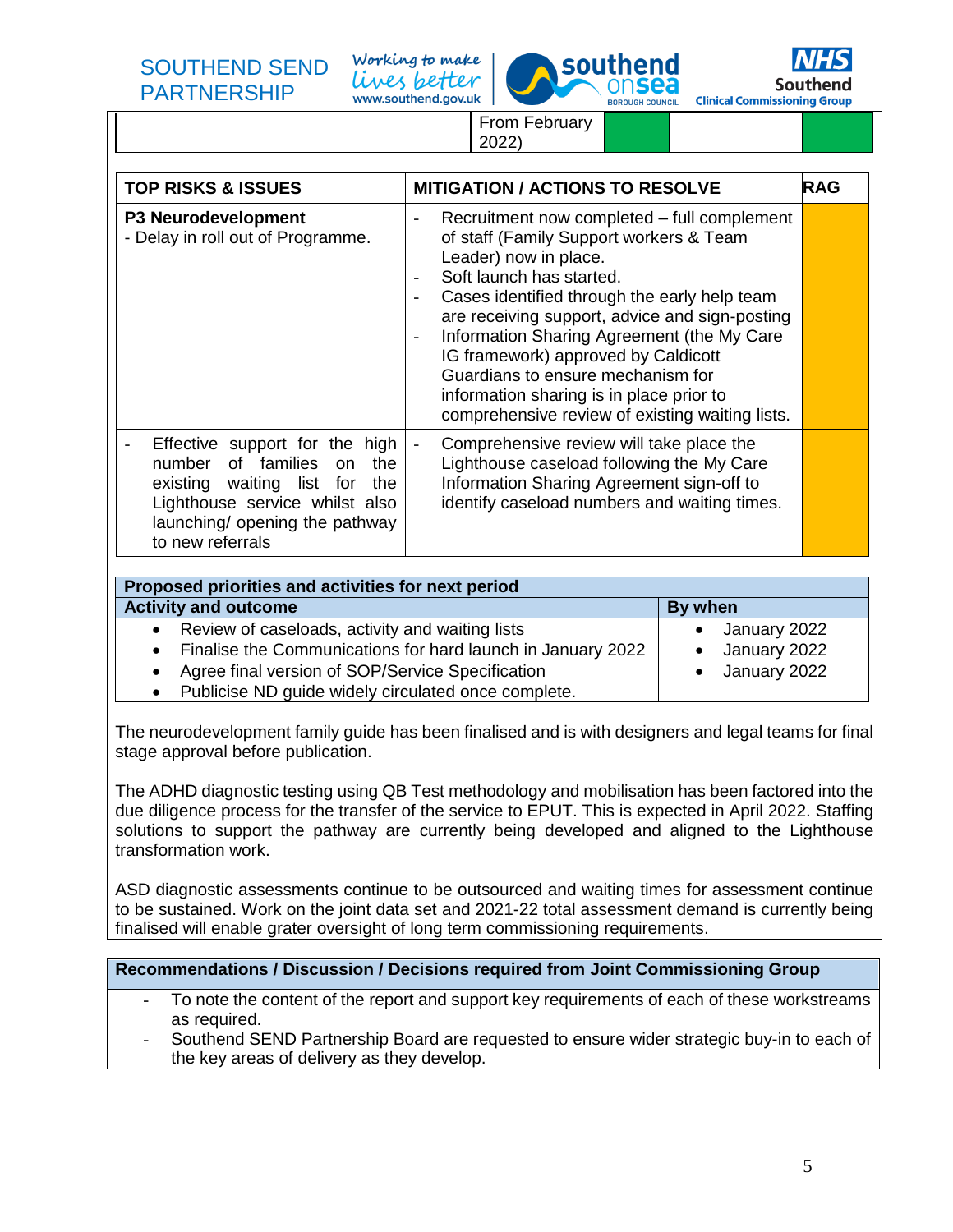| | | | | | |
|---|---|---|---|---|---|
| | From February 2022) | | | | |

| TOP RISKS & ISSUES | MITIGATION / ACTIONS TO RESOLVE | RAG |
|---|---|---|
| **P3 Neurodevelopment**<br>- Delay in roll out of Programme. | - Recruitment now completed – full complement of staff (Family Support workers & Team Leader) now in place.<br>- Soft launch has started.<br>- Cases identified through the early help team are receiving support, advice and sign-posting<br>- Information Sharing Agreement (the My Care IG framework) approved by Caldicott Guardians to ensure mechanism for information sharing is in place prior to comprehensive review of existing waiting lists. | |
| - Effective support for the high number of families on the existing waiting list for the Lighthouse service whilst also launching/ opening the pathway to new referrals | - Comprehensive review will take place the Lighthouse caseload following the My Care Information Sharing Agreement sign-off to identify caseload numbers and waiting times. | |

| Proposed priorities and activities for next period | |
|---|---|
| **Activity and outcome** | **By when** |
| • Review of caseloads, activity and waiting lists<br>• Finalise the Communications for hard launch in January 2022<br>• Agree final version of SOP/Service Specification<br>• Publicise ND guide widely circulated once complete. | • January 2022<br>• January 2022<br>• January 2022 |

The neurodevelopment family guide has been finalised and is with designers and legal teams for final stage approval before publication.

The ADHD diagnostic testing using QB Test methodology and mobilisation has been factored into the due diligence process for the transfer of the service to EPUT. This is expected in April 2022. Staffing solutions to support the pathway are currently being developed and aligned to the Lighthouse transformation work.

ASD diagnostic assessments continue to be outsourced and waiting times for assessment continue to be sustained. Work on the joint data set and 2021-22 total assessment demand is currently being finalised will enable grater oversight of long term commissioning requirements.

**Recommendations / Discussion / Decisions required from Joint Commissioning Group**

- To note the content of the report and support key requirements of each of these workstreams as required.
- Southend SEND Partnership Board are requested to ensure wider strategic buy-in to each of the key areas of delivery as they develop.